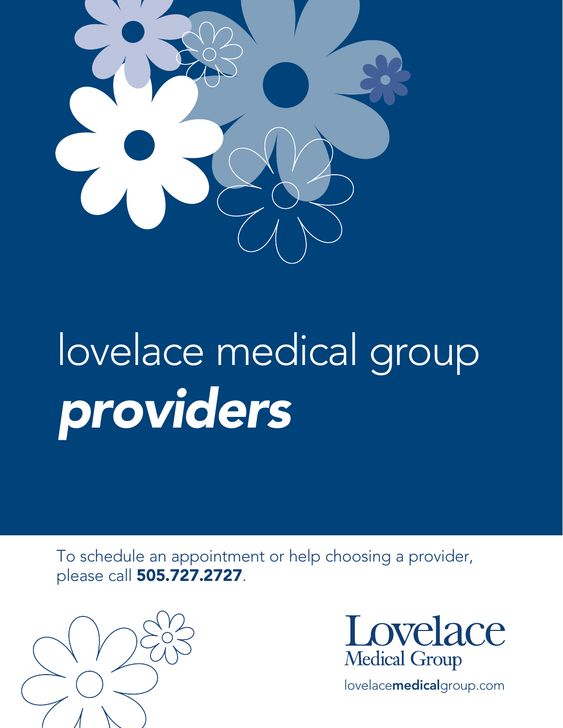# lovelace medical group *providers*

To schedule an appointment or help choosing a provider, please call **505.727.2727**.

Lovelace Medical Group

lovelace**medical**group.com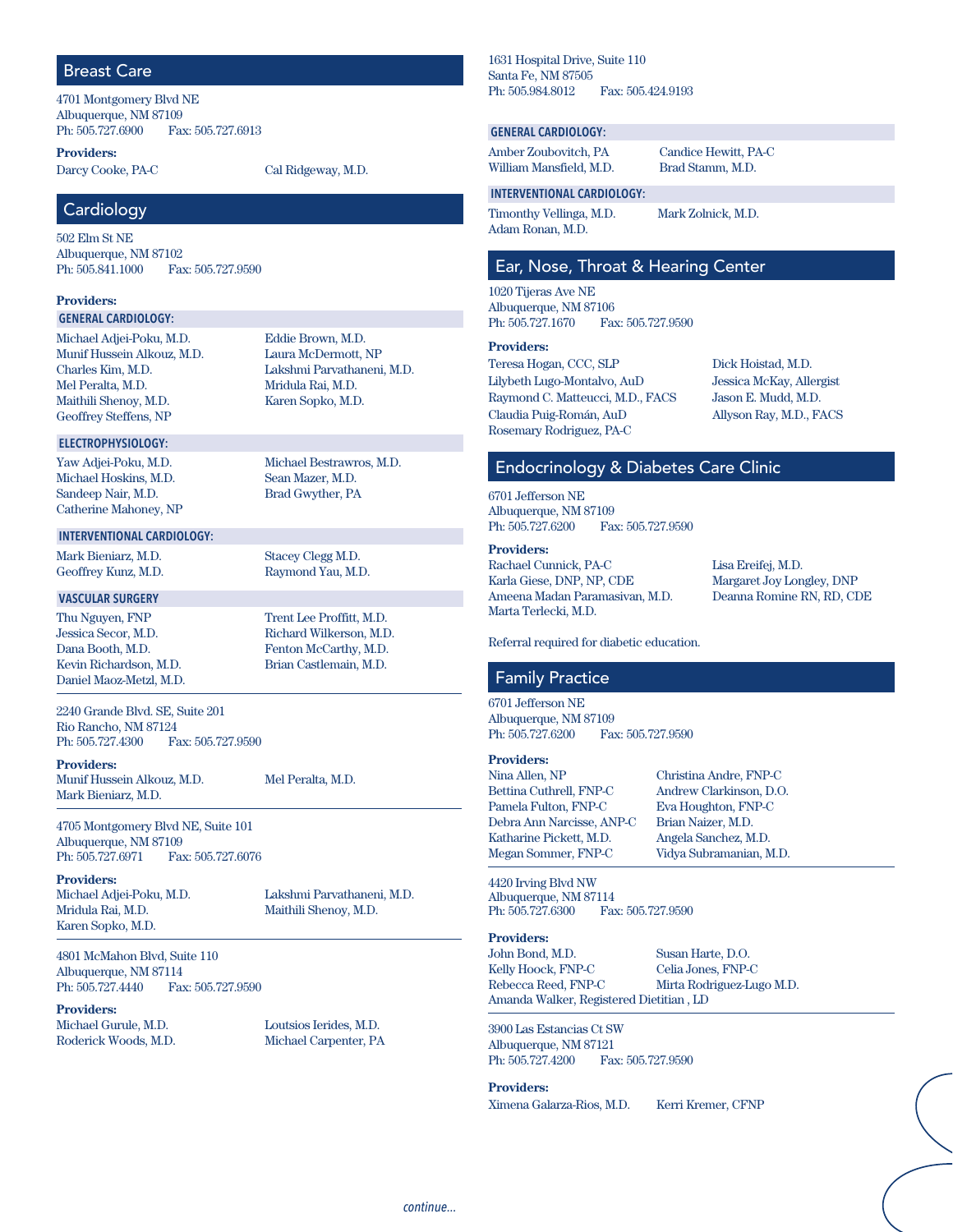## Breast Care

4701 Montgomery Blvd NE
Albuquerque, NM 87109
Ph: 505.727.6900 Fax: 505.727.6913

**Providers:**
Darcy Cooke, PA-C
Cal Ridgeway, M.D.

## Cardiology

502 Elm St NE
Albuquerque, NM 87102
Ph: 505.841.1000 Fax: 505.727.9590

**Providers:**

**GENERAL CARDIOLOGY:**
Michael Adjei-Poku, M.D.
Munif Hussein Alkouz, M.D.
Charles Kim, M.D.
Mel Peralta, M.D.
Maithili Shenoy, M.D.
Geoffrey Steffens, NP
Eddie Brown, M.D.
Laura McDermott, NP
Lakshmi Parvathaneni, M.D.
Mridula Rai, M.D.
Karen Sopko, M.D.

**ELECTROPHYSIOLOGY:**
Yaw Adjei-Poku, M.D.
Michael Hoskins, M.D.
Sandeep Nair, M.D.
Catherine Mahoney, NP
Michael Bestrawros, M.D.
Sean Mazer, M.D.
Brad Gwyther, PA

**INTERVENTIONAL CARDIOLOGY:**
Mark Bieniarz, M.D.
Geoffrey Kunz, M.D.
Stacey Clegg M.D.
Raymond Yau, M.D.

**VASCULAR SURGERY**
Thu Nguyen, FNP
Jessica Secor, M.D.
Dana Booth, M.D.
Kevin Richardson, M.D.
Daniel Maoz-Metzl, M.D.
Trent Lee Proffitt, M.D.
Richard Wilkerson, M.D.
Fenton McCarthy, M.D.
Brian Castlemain, M.D.

---

2240 Grande Blvd. SE, Suite 201
Rio Rancho, NM 87124
Ph: 505.727.4300 Fax: 505.727.9590

**Providers:**
Munif Hussein Alkouz, M.D.
Mark Bieniarz, M.D.
Mel Peralta, M.D.

---

4705 Montgomery Blvd NE, Suite 101
Albuquerque, NM 87109
Ph: 505.727.6971 Fax: 505.727.6076

**Providers:**
Michael Adjei-Poku, M.D.
Mridula Rai, M.D.
Karen Sopko, M.D.
Lakshmi Parvathaneni, M.D.
Maithili Shenoy, M.D.

---

4801 McMahon Blvd, Suite 110
Albuquerque, NM 87114
Ph: 505.727.4440 Fax: 505.727.9590

**Providers:**
Michael Gurule, M.D.
Roderick Woods, M.D.
Loutsios Ierides, M.D.
Michael Carpenter, PA

---

1631 Hospital Drive, Suite 110
Santa Fe, NM 87505
Ph: 505.984.8012 Fax: 505.424.9193

**GENERAL CARDIOLOGY:**
Amber Zoubovitch, PA
William Mansfield, M.D.
Candice Hewitt, PA-C
Brad Stamm, M.D.

**INTERVENTIONAL CARDIOLOGY:**
Timonthy Vellinga, M.D.
Adam Ronan, M.D.
Mark Zolnick, M.D.

## Ear, Nose, Throat & Hearing Center

1020 Tijeras Ave NE
Albuquerque, NM 87106
Ph: 505.727.1670 Fax: 505.727.9590

**Providers:**
Teresa Hogan, CCC, SLP
Lilybeth Lugo-Montalvo, AuD
Raymond C. Matteucci, M.D., FACS
Claudia Puig-Román, AuD
Rosemary Rodriguez, PA-C
Dick Hoistad, M.D.
Jessica McKay, Allergist
Jason E. Mudd, M.D.
Allyson Ray, M.D., FACS

## Endocrinology & Diabetes Care Clinic

6701 Jefferson NE
Albuquerque, NM 87109
Ph: 505.727.6200 Fax: 505.727.9590

**Providers:**
Rachael Cunnick, PA-C
Karla Giese, DNP, NP, CDE
Ameena Madan Paramasivan, M.D.
Marta Terlecki, M.D.
Lisa Ereifej, M.D.
Margaret Joy Longley, DNP
Deanna Romine RN, RD, CDE

Referral required for diabetic education.

## Family Practice

6701 Jefferson NE
Albuquerque, NM 87109
Ph: 505.727.6200 Fax: 505.727.9590

**Providers:**
Nina Allen, NP
Bettina Cuthrell, FNP-C
Pamela Fulton, FNP-C
Debra Ann Narcisse, ANP-C
Katharine Pickett, M.D.
Megan Sommer, FNP-C
Christina Andre, FNP-C
Andrew Clarkinson, D.O.
Eva Houghton, FNP-C
Brian Naizer, M.D.
Angela Sanchez, M.D.
Vidya Subramanian, M.D.

---

4420 Irving Blvd NW
Albuquerque, NM 87114
Ph: 505.727.6300 Fax: 505.727.9590

**Providers:**
John Bond, M.D.
Kelly Hoock, FNP-C
Rebecca Reed, FNP-C
Susan Harte, D.O.
Celia Jones, FNP-C
Mirta Rodriguez-Lugo M.D.
Amanda Walker, Registered Dietitian , LD

---

3900 Las Estancias Ct SW
Albuquerque, NM 87121
Ph: 505.727.4200 Fax: 505.727.9590

**Providers:**
Ximena Galarza-Rios, M.D.
Kerri Kremer, CFNP

*continue...*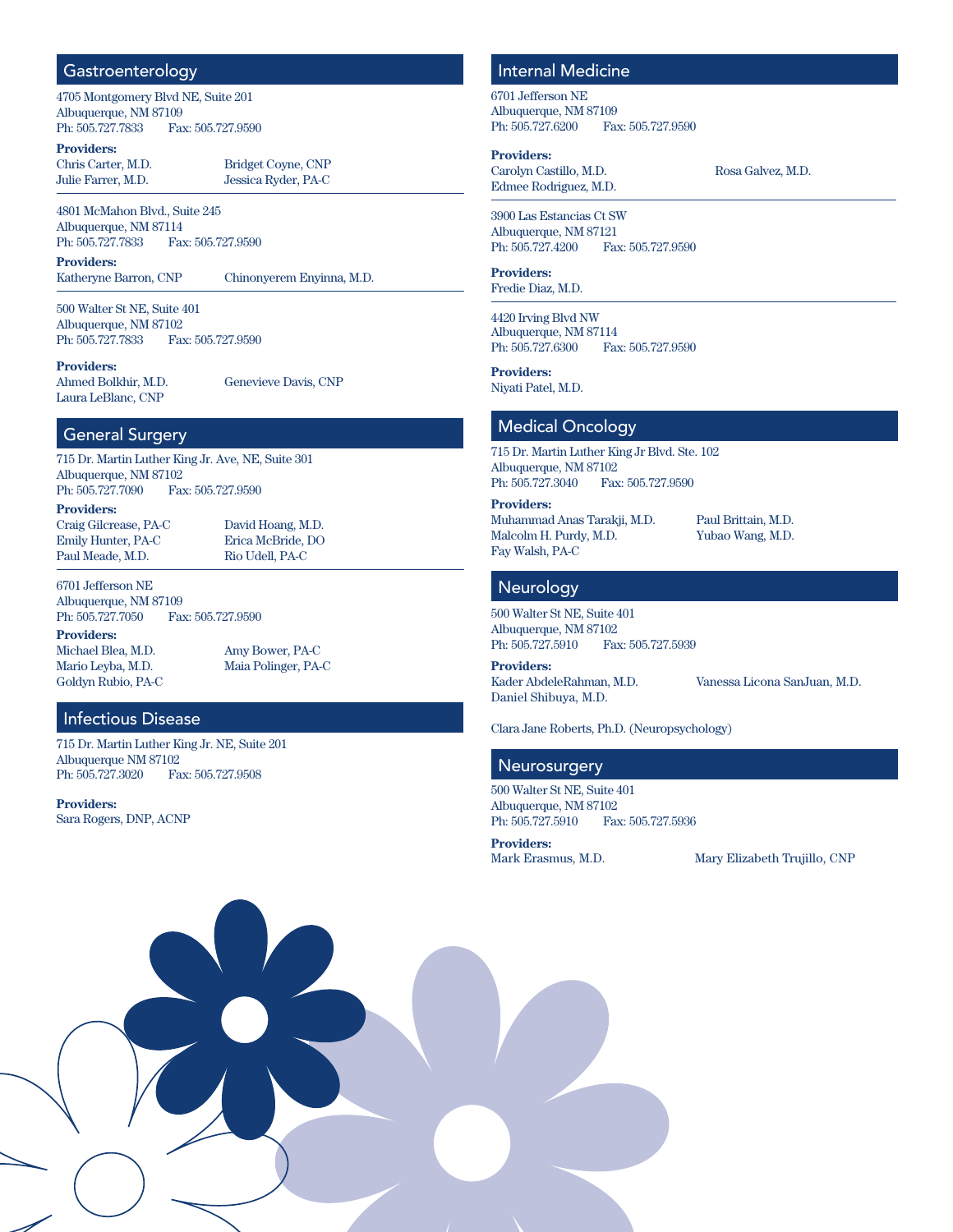## Gastroenterology

4705 Montgomery Blvd NE, Suite 201
Albuquerque, NM 87109
Ph: 505.727.7833 Fax: 505.727.9590

**Providers:**
Chris Carter, M.D.
Bridget Coyne, CNP
Julie Farrer, M.D.
Jessica Ryder, PA-C

4801 McMahon Blvd., Suite 245
Albuquerque, NM 87114
Ph: 505.727.7833 Fax: 505.727.9590

**Providers:**
Katheryne Barron, CNP
Chinonyerem Enyinna, M.D.

500 Walter St NE, Suite 401
Albuquerque, NM 87102
Ph: 505.727.7833 Fax: 505.727.9590

**Providers:**
Ahmed Bolkhir, M.D.
Genevieve Davis, CNP
Laura LeBlanc, CNP

## General Surgery

715 Dr. Martin Luther King Jr. Ave, NE, Suite 301
Albuquerque, NM 87102
Ph: 505.727.7090 Fax: 505.727.9590

**Providers:**
Craig Gilcrease, PA-C
David Hoang, M.D.
Emily Hunter, PA-C
Erica McBride, DO
Paul Meade, M.D.
Rio Udell, PA-C

6701 Jefferson NE
Albuquerque, NM 87109
Ph: 505.727.7050 Fax: 505.727.9590

**Providers:**
Michael Blea, M.D.
Amy Bower, PA-C
Mario Leyba, M.D.
Maia Polinger, PA-C
Goldyn Rubio, PA-C

## Infectious Disease

715 Dr. Martin Luther King Jr. NE, Suite 201
Albuquerque NM 87102
Ph: 505.727.3020 Fax: 505.727.9508

**Providers:**
Sara Rogers, DNP, ACNP

## Internal Medicine

6701 Jefferson NE
Albuquerque, NM 87109
Ph: 505.727.6200 Fax: 505.727.9590

**Providers:**
Carolyn Castillo, M.D.
Rosa Galvez, M.D.
Edmee Rodriguez, M.D.

3900 Las Estancias Ct SW
Albuquerque, NM 87121
Ph: 505.727.4200 Fax: 505.727.9590

**Providers:**
Fredie Diaz, M.D.

4420 Irving Blvd NW
Albuquerque, NM 87114
Ph: 505.727.6300 Fax: 505.727.9590

**Providers:**
Niyati Patel, M.D.

## Medical Oncology

715 Dr. Martin Luther King Jr Blvd. Ste. 102
Albuquerque, NM 87102
Ph: 505.727.3040 Fax: 505.727.9590

**Providers:**
Muhammad Anas Tarakji, M.D.
Paul Brittain, M.D.
Malcolm H. Purdy, M.D.
Yubao Wang, M.D.
Fay Walsh, PA-C

## Neurology

500 Walter St NE, Suite 401
Albuquerque, NM 87102
Ph: 505.727.5910 Fax: 505.727.5939

**Providers:**
Kader AbdeleRahman, M.D.
Vanessa Licona SanJuan, M.D.
Daniel Shibuya, M.D.

Clara Jane Roberts, Ph.D. (Neuropsychology)

## Neurosurgery

500 Walter St NE, Suite 401
Albuquerque, NM 87102
Ph: 505.727.5910 Fax: 505.727.5936

**Providers:**
Mark Erasmus, M.D.
Mary Elizabeth Trujillo, CNP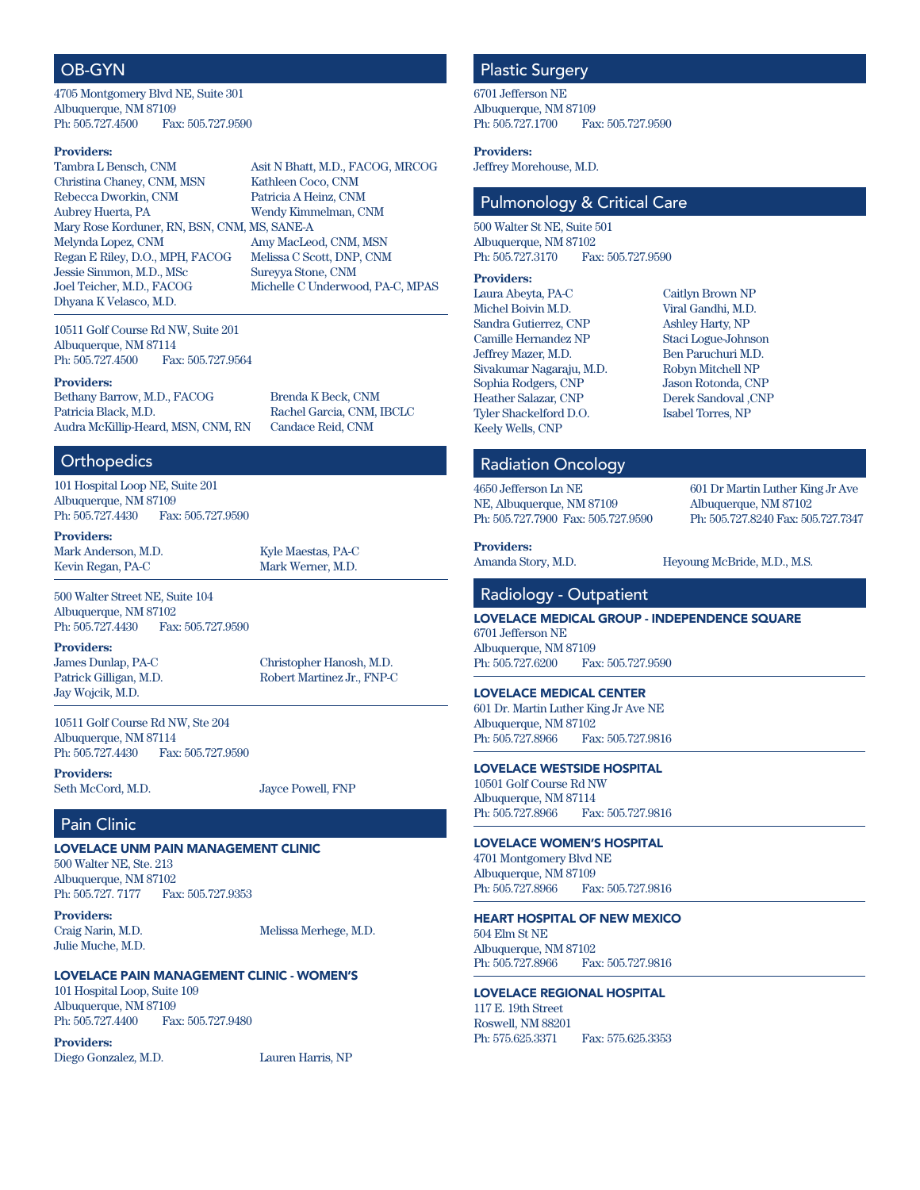## OB-GYN

4705 Montgomery Blvd NE, Suite 301
Albuquerque, NM 87109
Ph: 505.727.4500 Fax: 505.727.9590

**Providers:**

Tambra L Bensch, CNM
Asit N Bhatt, M.D., FACOG, MRCOG
Christina Chaney, CNM, MSN
Kathleen Coco, CNM
Rebecca Dworkin, CNM
Patricia A Heinz, CNM
Aubrey Huerta, PA
Wendy Kimmelman, CNM
Mary Rose Korduner, RN, BSN, CNM, MS, SANE-A
Melynda Lopez, CNM
Amy MacLeod, CNM, MSN
Regan E Riley, D.O., MPH, FACOG
Melissa C Scott, DNP, CNM
Jessie Simmon, M.D., MSc
Sureyya Stone, CNM
Joel Teicher, M.D., FACOG
Michelle C Underwood, PA-C, MPAS
Dhyana K Velasco, M.D.

---

10511 Golf Course Rd NW, Suite 201
Albuquerque, NM 87114
Ph: 505.727.4500 Fax: 505.727.9564

**Providers:**

Bethany Barrow, M.D., FACOG
Brenda K Beck, CNM
Patricia Black, M.D.
Rachel Garcia, CNM, IBCLC
Audra McKillip-Heard, MSN, CNM, RN
Candace Reid, CNM

## Orthopedics

101 Hospital Loop NE, Suite 201
Albuquerque, NM 87109
Ph: 505.727.4430 Fax: 505.727.9590

**Providers:**

Mark Anderson, M.D.
Kyle Maestas, PA-C
Kevin Regan, PA-C
Mark Werner, M.D.

---

500 Walter Street NE, Suite 104
Albuquerque, NM 87102
Ph: 505.727.4430 Fax: 505.727.9590

**Providers:**

James Dunlap, PA-C
Christopher Hanosh, M.D.
Patrick Gilligan, M.D.
Robert Martinez Jr., FNP-C
Jay Wojcik, M.D.

---

10511 Golf Course Rd NW, Ste 204
Albuquerque, NM 87114
Ph: 505.727.4430 Fax: 505.727.9590

**Providers:**

Seth McCord, M.D.
Jayce Powell, FNP

## Pain Clinic

### LOVELACE UNM PAIN MANAGEMENT CLINIC

500 Walter NE, Ste. 213
Albuquerque, NM 87102
Ph: 505.727. 7177 Fax: 505.727.9353

**Providers:**

Craig Narin, M.D.
Melissa Merhege, M.D.
Julie Muche, M.D.

### LOVELACE PAIN MANAGEMENT CLINIC - WOMEN'S

101 Hospital Loop, Suite 109
Albuquerque, NM 87109
Ph: 505.727.4400 Fax: 505.727.9480

**Providers:**

Diego Gonzalez, M.D.
Lauren Harris, NP

## Plastic Surgery

6701 Jefferson NE
Albuquerque, NM 87109
Ph: 505.727.1700 Fax: 505.727.9590

**Providers:**

Jeffrey Morehouse, M.D.

## Pulmonology & Critical Care

500 Walter St NE, Suite 501
Albuquerque, NM 87102
Ph: 505.727.3170 Fax: 505.727.9590

**Providers:**

Laura Abeyta, PA-C
Michel Boivin M.D.
Sandra Gutierrez, CNP
Camille Hernandez NP
Jeffrey Mazer, M.D.
Sivakumar Nagaraju, M.D.
Sophia Rodgers, CNP
Heather Salazar, CNP
Tyler Shackelford D.O.
Keely Wells, CNP
Caitlyn Brown NP
Viral Gandhi, M.D.
Ashley Harty, NP
Staci Logue-Johnson
Ben Paruchuri M.D.
Robyn Mitchell NP
Jason Rotonda, CNP
Derek Sandoval ,CNP
Isabel Torres, NP

## Radiation Oncology

4650 Jefferson Ln NE
NE, Albuquerque, NM 87109
Ph: 505.727.7900 Fax: 505.727.9590

601 Dr Martin Luther King Jr Ave
Albuquerque, NM 87102
Ph: 505.727.8240 Fax: 505.727.7347

**Providers:**

Amanda Story, M.D.
Heyoung McBride, M.D., M.S.

## Radiology - Outpatient

### LOVELACE MEDICAL GROUP - INDEPENDENCE SQUARE

6701 Jefferson NE
Albuquerque, NM 87109
Ph: 505.727.6200 Fax: 505.727.9590

### LOVELACE MEDICAL CENTER

601 Dr. Martin Luther King Jr Ave NE
Albuquerque, NM 87102
Ph: 505.727.8966 Fax: 505.727.9816

### LOVELACE WESTSIDE HOSPITAL

10501 Golf Course Rd NW
Albuquerque, NM 87114
Ph: 505.727.8966 Fax: 505.727.9816

### LOVELACE WOMEN'S HOSPITAL

4701 Montgomery Blvd NE
Albuquerque, NM 87109
Ph: 505.727.8966 Fax: 505.727.9816

### HEART HOSPITAL OF NEW MEXICO

504 Elm St NE
Albuquerque, NM 87102
Ph: 505.727.8966 Fax: 505.727.9816

### LOVELACE REGIONAL HOSPITAL

117 E. 19th Street
Roswell, NM 88201
Ph: 575.625.3371 Fax: 575.625.3353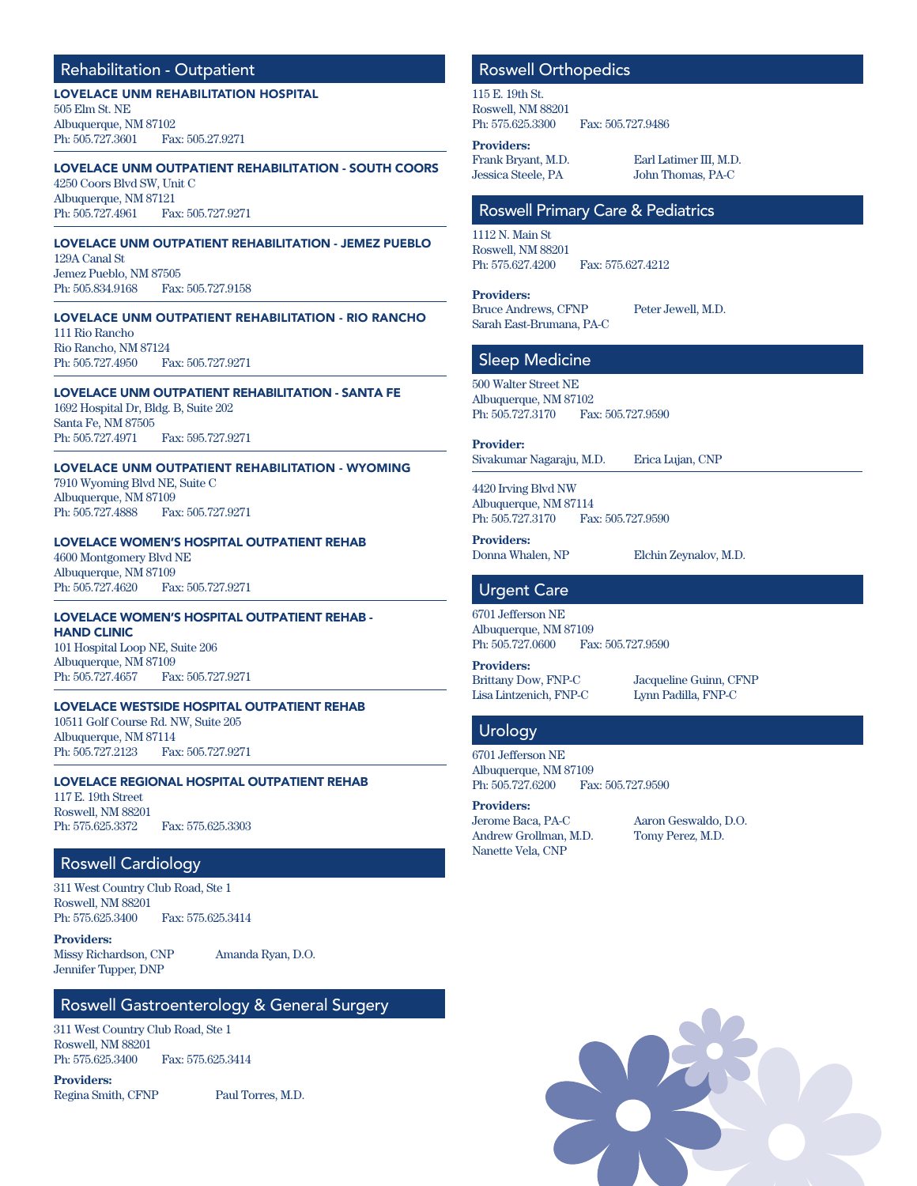## Rehabilitation - Outpatient

**LOVELACE UNM REHABILITATION HOSPITAL**
505 Elm St. NE
Albuquerque, NM 87102
Ph: 505.727.3601 Fax: 505.27.9271

**LOVELACE UNM OUTPATIENT REHABILITATION - SOUTH COORS**
4250 Coors Blvd SW, Unit C
Albuquerque, NM 87121
Ph: 505.727.4961 Fax: 505.727.9271

**LOVELACE UNM OUTPATIENT REHABILITATION - JEMEZ PUEBLO**
129A Canal St
Jemez Pueblo, NM 87505
Ph: 505.834.9168 Fax: 505.727.9158

**LOVELACE UNM OUTPATIENT REHABILITATION - RIO RANCHO**
111 Rio Rancho
Rio Rancho, NM 87124
Ph: 505.727.4950 Fax: 505.727.9271

**LOVELACE UNM OUTPATIENT REHABILITATION - SANTA FE**
1692 Hospital Dr, Bldg. B, Suite 202
Santa Fe, NM 87505
Ph: 505.727.4971 Fax: 595.727.9271

**LOVELACE UNM OUTPATIENT REHABILITATION - WYOMING**
7910 Wyoming Blvd NE, Suite C
Albuquerque, NM 87109
Ph: 505.727.4888 Fax: 505.727.9271

**LOVELACE WOMEN'S HOSPITAL OUTPATIENT REHAB**
4600 Montgomery Blvd NE
Albuquerque, NM 87109
Ph: 505.727.4620 Fax: 505.727.9271

**LOVELACE WOMEN'S HOSPITAL OUTPATIENT REHAB - HAND CLINIC**
101 Hospital Loop NE, Suite 206
Albuquerque, NM 87109
Ph: 505.727.4657 Fax: 505.727.9271

**LOVELACE WESTSIDE HOSPITAL OUTPATIENT REHAB**
10511 Golf Course Rd. NW, Suite 205
Albuquerque, NM 87114
Ph: 505.727.2123 Fax: 505.727.9271

**LOVELACE REGIONAL HOSPITAL OUTPATIENT REHAB**
117 E. 19th Street
Roswell, NM 88201
Ph: 575.625.3372 Fax: 575.625.3303

## Roswell Cardiology

311 West Country Club Road, Ste 1
Roswell, NM 88201
Ph: 575.625.3400 Fax: 575.625.3414

**Providers:**
Missy Richardson, CNP
Amanda Ryan, D.O.
Jennifer Tupper, DNP

## Roswell Gastroenterology & General Surgery

311 West Country Club Road, Ste 1
Roswell, NM 88201
Ph: 575.625.3400 Fax: 575.625.3414

**Providers:**
Regina Smith, CFNP
Paul Torres, M.D.

## Roswell Orthopedics

115 E. 19th St.
Roswell, NM 88201
Ph: 575.625.3300 Fax: 505.727.9486

**Providers:**
Frank Bryant, M.D.
Earl Latimer III, M.D.
Jessica Steele, PA
John Thomas, PA-C

## Roswell Primary Care & Pediatrics

1112 N. Main St
Roswell, NM 88201
Ph: 575.627.4200 Fax: 575.627.4212

**Providers:**
Bruce Andrews, CFNP
Peter Jewell, M.D.
Sarah East-Brumana, PA-C

## Sleep Medicine

500 Walter Street NE
Albuquerque, NM 87102
Ph: 505.727.3170 Fax: 505.727.9590

**Provider:**
Sivakumar Nagaraju, M.D.
Erica Lujan, CNP

4420 Irving Blvd NW
Albuquerque, NM 87114
Ph: 505.727.3170 Fax: 505.727.9590

**Providers:**
Donna Whalen, NP
Elchin Zeynalov, M.D.

## Urgent Care

6701 Jefferson NE
Albuquerque, NM 87109
Ph: 505.727.0600 Fax: 505.727.9590

**Providers:**
Brittany Dow, FNP-C
Jacqueline Guinn, CFNP
Lisa Lintzenich, FNP-C
Lynn Padilla, FNP-C

## Urology

6701 Jefferson NE
Albuquerque, NM 87109
Ph: 505.727.6200 Fax: 505.727.9590

**Providers:**
Jerome Baca, PA-C
Aaron Geswaldo, D.O.
Andrew Grollman, M.D.
Tomy Perez, M.D.
Nanette Vela, CNP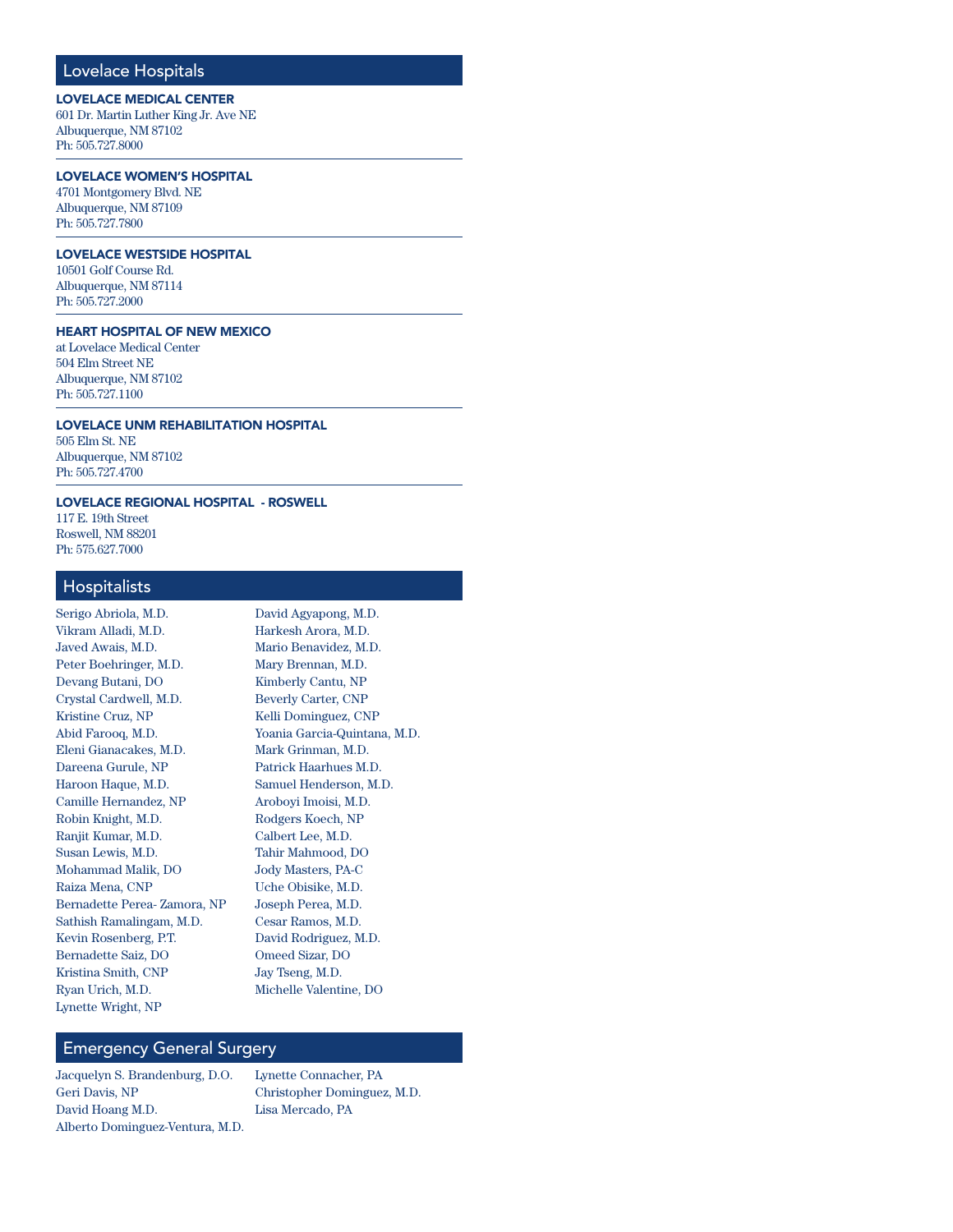## Lovelace Hospitals

**LOVELACE MEDICAL CENTER**
601 Dr. Martin Luther King Jr. Ave NE
Albuquerque, NM 87102
Ph: 505.727.8000

**LOVELACE WOMEN'S HOSPITAL**
4701 Montgomery Blvd. NE
Albuquerque, NM 87109
Ph: 505.727.7800

**LOVELACE WESTSIDE HOSPITAL**
10501 Golf Course Rd.
Albuquerque, NM 87114
Ph: 505.727.2000

**HEART HOSPITAL OF NEW MEXICO**
at Lovelace Medical Center
504 Elm Street NE
Albuquerque, NM 87102
Ph: 505.727.1100

**LOVELACE UNM REHABILITATION HOSPITAL**
505 Elm St. NE
Albuquerque, NM 87102
Ph: 505.727.4700

**LOVELACE REGIONAL HOSPITAL - ROSWELL**
117 E. 19th Street
Roswell, NM 88201
Ph: 575.627.7000

## Hospitalists

Serigo Abriola, M.D.
Vikram Alladi, M.D.
Javed Awais, M.D.
Peter Boehringer, M.D.
Devang Butani, DO
Crystal Cardwell, M.D.
Kristine Cruz, NP
Abid Farooq, M.D.
Eleni Gianacakes, M.D.
Dareena Gurule, NP
Haroon Haque, M.D.
Camille Hernandez, NP
Robin Knight, M.D.
Ranjit Kumar, M.D.
Susan Lewis, M.D.
Mohammad Malik, DO
Raiza Mena, CNP
Bernadette Perea- Zamora, NP
Sathish Ramalingam, M.D.
Kevin Rosenberg, P.T.
Bernadette Saiz, DO
Kristina Smith, CNP
Ryan Urich, M.D.
Lynette Wright, NP
David Agyapong, M.D.
Harkesh Arora, M.D.
Mario Benavidez, M.D.
Mary Brennan, M.D.
Kimberly Cantu, NP
Beverly Carter, CNP
Kelli Dominguez, CNP
Yoania Garcia-Quintana, M.D.
Mark Grinman, M.D.
Patrick Haarhues M.D.
Samuel Henderson, M.D.
Aroboyi Imoisi, M.D.
Rodgers Koech, NP
Calbert Lee, M.D.
Tahir Mahmood, DO
Jody Masters, PA-C
Uche Obisike, M.D.
Joseph Perea, M.D.
Cesar Ramos, M.D.
David Rodriguez, M.D.
Omeed Sizar, DO
Jay Tseng, M.D.
Michelle Valentine, DO

## Emergency General Surgery

Jacquelyn S. Brandenburg, D.O.
Geri Davis, NP
David Hoang M.D.
Alberto Dominguez-Ventura, M.D.
Lynette Connacher, PA
Christopher Dominguez, M.D.
Lisa Mercado, PA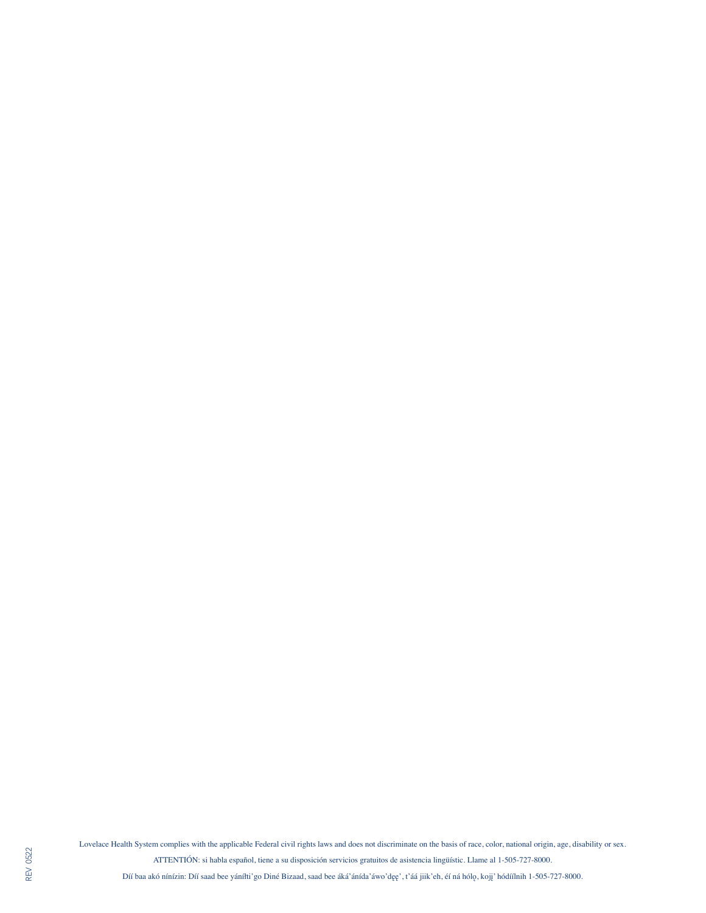Lovelace Health System complies with the applicable Federal civil rights laws and does not discriminate on the basis of race, color, national origin, age, disability or sex.

ATTENTIÓN: si habla español, tiene a su disposición servicios gratuitos de asistencia lingüístic. Llame al 1-505-727-8000.

Díí baa akó nínízin: Díí saad bee yáníłti'go Diné Bizaad, saad bee áká'ánída'áwo'dęę', t'áá jiik'eh, éí ná hólǫ́, kojį' hódíílnih 1-505-727-8000.

REV 0522